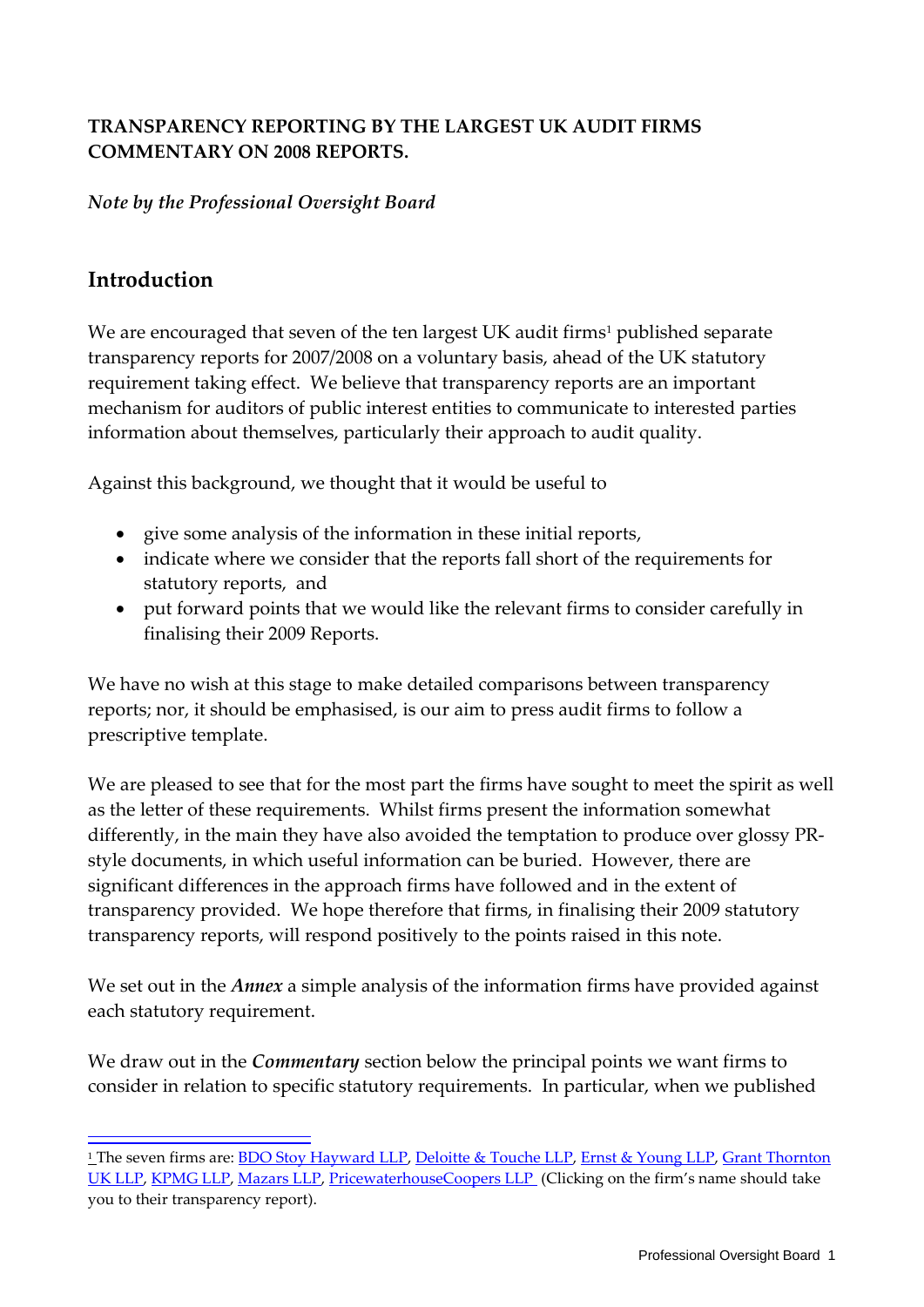**TRANSPARENCY REPORTING BY THE LARGEST UK AUDIT FIRMS COMMENTARY ON 2008 REPORTS.**

*Note by the Professional Oversight Board*

## Introduction

We are encouraged that seven of the ten largest UK audit firms[1] published separate transparency reports for 2007/2008 on a voluntary basis, ahead of the UK statutory requirement taking effect. We believe that transparency reports are an important mechanism for auditors of public interest entities to communicate to interested parties information about themselves, particularly their approach to audit quality.

Against this background, we thought that it would be useful to

- give some analysis of the information in these initial reports,
- indicate where we consider that the reports fall short of the requirements for statutory reports, and
- put forward points that we would like the relevant firms to consider carefully in finalising their 2009 Reports.

We have no wish at this stage to make detailed comparisons between transparency reports; nor, it should be emphasised, is our aim to press audit firms to follow a prescriptive template.

We are pleased to see that for the most part the firms have sought to meet the spirit as well as the letter of these requirements. Whilst firms present the information somewhat differently, in the main they have also avoided the temptation to produce over glossy PR-style documents, in which useful information can be buried. However, there are significant differences in the approach firms have followed and in the extent of transparency provided. We hope therefore that firms, in finalising their 2009 statutory transparency reports, will respond positively to the points raised in this note.

We set out in the ***Annex*** a simple analysis of the information firms have provided against each statutory requirement.

We draw out in the ***Commentary*** section below the principal points we want firms to consider in relation to specific statutory requirements. In particular, when we published

---

[1] The seven firms are: BDO Stoy Hayward LLP, Deloitte & Touche LLP, Ernst & Young LLP, Grant Thornton UK LLP, KPMG LLP, Mazars LLP, PricewaterhouseCoopers LLP (Clicking on the firm's name should take you to their transparency report).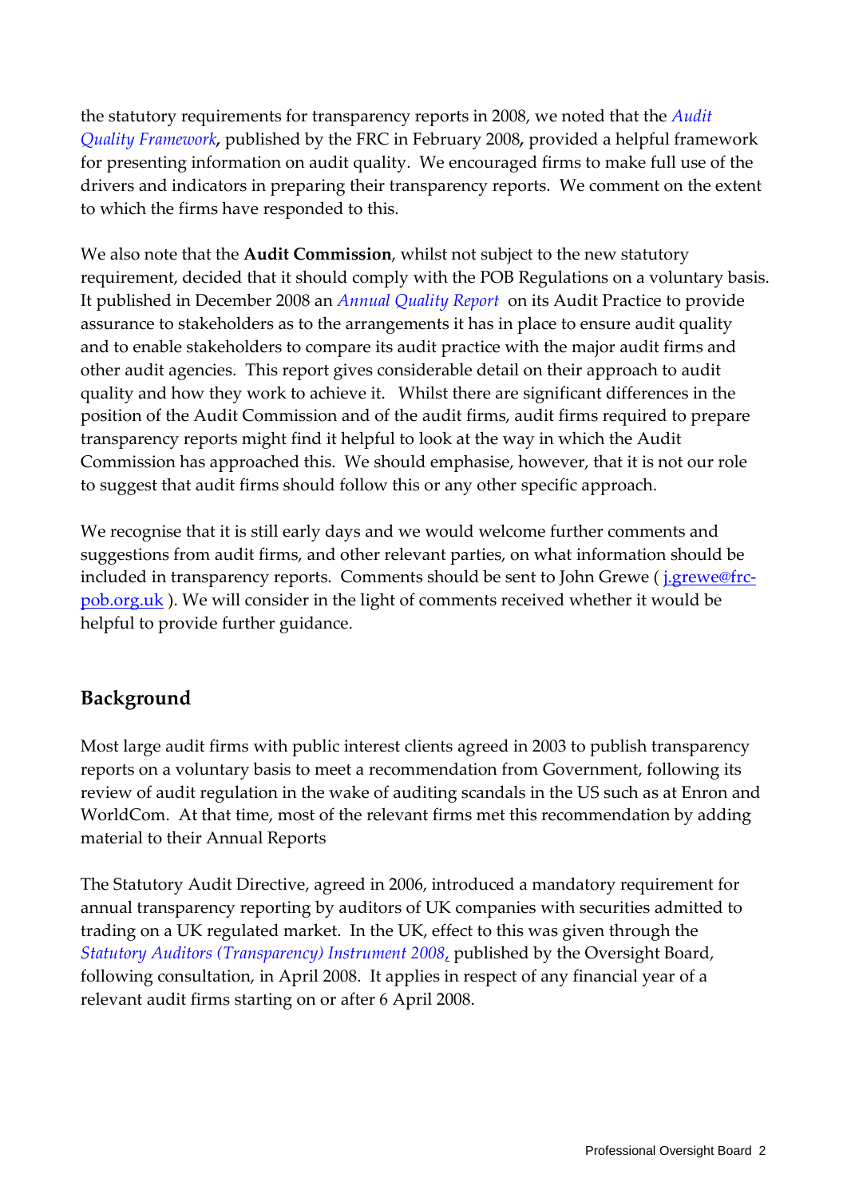the statutory requirements for transparency reports in 2008, we noted that the *Audit Quality Framework*, published by the FRC in February 2008, provided a helpful framework for presenting information on audit quality. We encouraged firms to make full use of the drivers and indicators in preparing their transparency reports. We comment on the extent to which the firms have responded to this.

We also note that the **Audit Commission**, whilst not subject to the new statutory requirement, decided that it should comply with the POB Regulations on a voluntary basis. It published in December 2008 an *Annual Quality Report* on its Audit Practice to provide assurance to stakeholders as to the arrangements it has in place to ensure audit quality and to enable stakeholders to compare its audit practice with the major audit firms and other audit agencies. This report gives considerable detail on their approach to audit quality and how they work to achieve it. Whilst there are significant differences in the position of the Audit Commission and of the audit firms, audit firms required to prepare transparency reports might find it helpful to look at the way in which the Audit Commission has approached this. We should emphasise, however, that it is not our role to suggest that audit firms should follow this or any other specific approach.

We recognise that it is still early days and we would welcome further comments and suggestions from audit firms, and other relevant parties, on what information should be included in transparency reports. Comments should be sent to John Grewe ( j.grewe@frc-pob.org.uk ). We will consider in the light of comments received whether it would be helpful to provide further guidance.

## Background

Most large audit firms with public interest clients agreed in 2003 to publish transparency reports on a voluntary basis to meet a recommendation from Government, following its review of audit regulation in the wake of auditing scandals in the US such as at Enron and WorldCom. At that time, most of the relevant firms met this recommendation by adding material to their Annual Reports

The Statutory Audit Directive, agreed in 2006, introduced a mandatory requirement for annual transparency reporting by auditors of UK companies with securities admitted to trading on a UK regulated market. In the UK, effect to this was given through the *Statutory Auditors (Transparency) Instrument 2008*, published by the Oversight Board, following consultation, in April 2008. It applies in respect of any financial year of a relevant audit firms starting on or after 6 April 2008.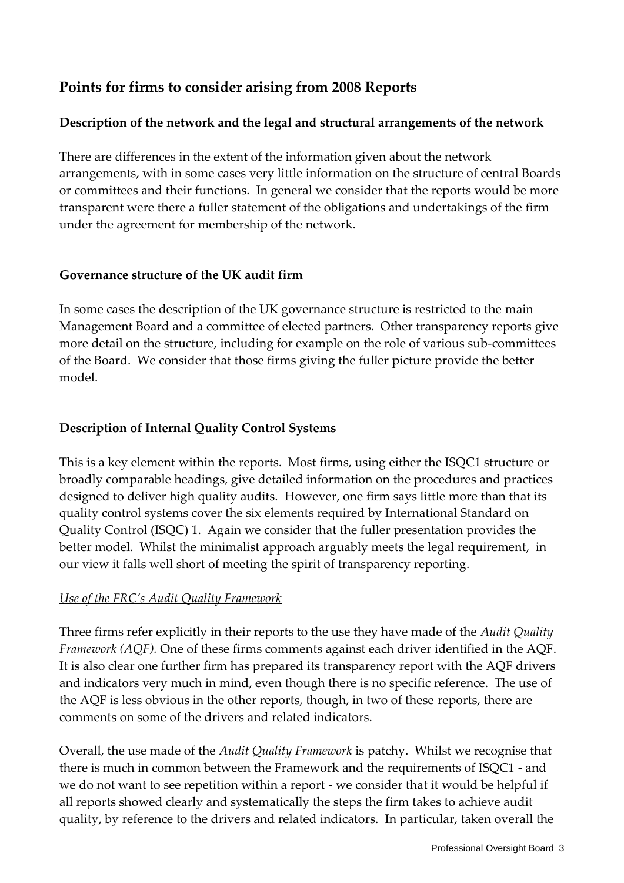## Points for firms to consider arising from 2008 Reports

### Description of the network and the legal and structural arrangements of the network

There are differences in the extent of the information given about the network arrangements, with in some cases very little information on the structure of central Boards or committees and their functions. In general we consider that the reports would be more transparent were there a fuller statement of the obligations and undertakings of the firm under the agreement for membership of the network.

### Governance structure of the UK audit firm

In some cases the description of the UK governance structure is restricted to the main Management Board and a committee of elected partners. Other transparency reports give more detail on the structure, including for example on the role of various sub-committees of the Board. We consider that those firms giving the fuller picture provide the better model.

### Description of Internal Quality Control Systems

This is a key element within the reports. Most firms, using either the ISQC1 structure or broadly comparable headings, give detailed information on the procedures and practices designed to deliver high quality audits. However, one firm says little more than that its quality control systems cover the six elements required by International Standard on Quality Control (ISQC) 1. Again we consider that the fuller presentation provides the better model. Whilst the minimalist approach arguably meets the legal requirement, in our view it falls well short of meeting the spirit of transparency reporting.

*Use of the FRC's Audit Quality Framework*

Three firms refer explicitly in their reports to the use they have made of the *Audit Quality Framework (AQF).* One of these firms comments against each driver identified in the AQF. It is also clear one further firm has prepared its transparency report with the AQF drivers and indicators very much in mind, even though there is no specific reference. The use of the AQF is less obvious in the other reports, though, in two of these reports, there are comments on some of the drivers and related indicators.

Overall, the use made of the *Audit Quality Framework* is patchy. Whilst we recognise that there is much in common between the Framework and the requirements of ISQC1 - and we do not want to see repetition within a report - we consider that it would be helpful if all reports showed clearly and systematically the steps the firm takes to achieve audit quality, by reference to the drivers and related indicators. In particular, taken overall the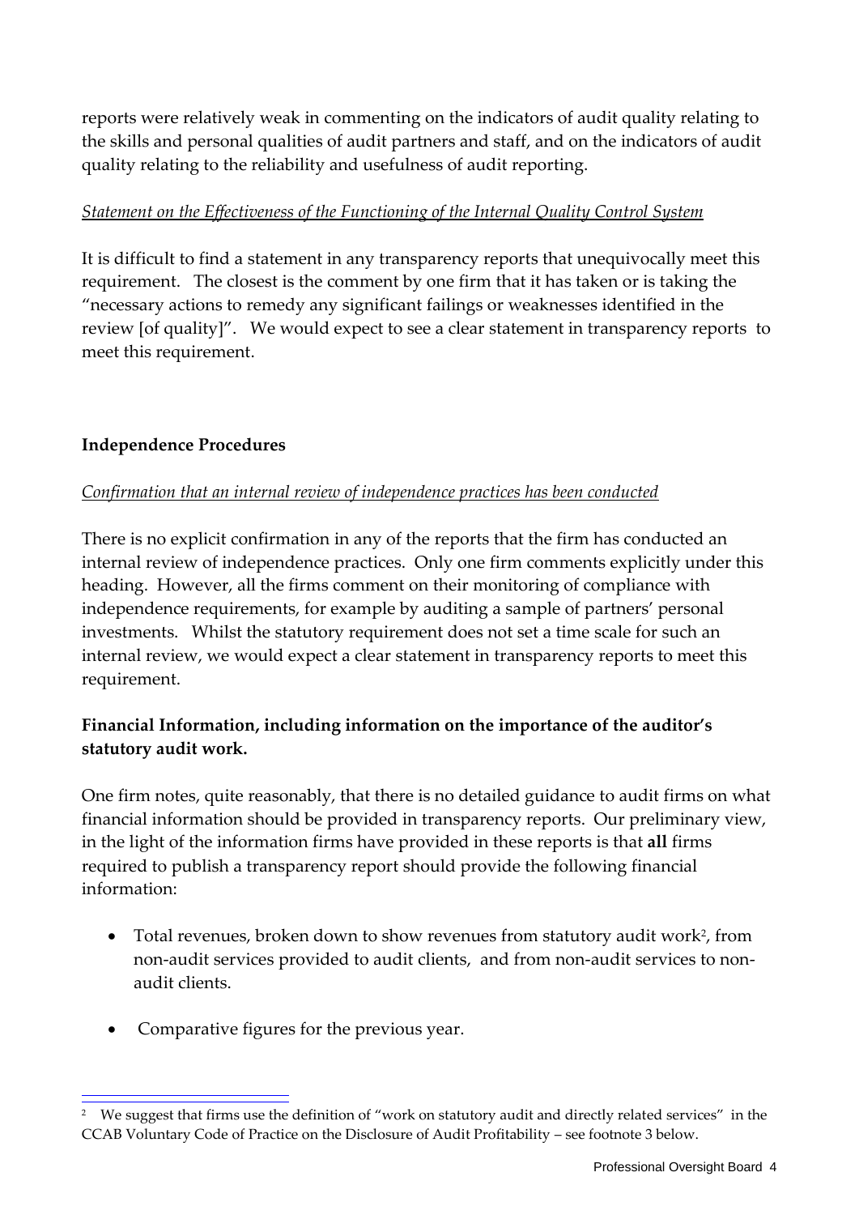reports were relatively weak in commenting on the indicators of audit quality relating to the skills and personal qualities of audit partners and staff, and on the indicators of audit quality relating to the reliability and usefulness of audit reporting.

*Statement on the Effectiveness of the Functioning of the Internal Quality Control System*

It is difficult to find a statement in any transparency reports that unequivocally meet this requirement. The closest is the comment by one firm that it has taken or is taking the "necessary actions to remedy any significant failings or weaknesses identified in the review [of quality]". We would expect to see a clear statement in transparency reports to meet this requirement.

**Independence Procedures**

*Confirmation that an internal review of independence practices has been conducted*

There is no explicit confirmation in any of the reports that the firm has conducted an internal review of independence practices. Only one firm comments explicitly under this heading. However, all the firms comment on their monitoring of compliance with independence requirements, for example by auditing a sample of partners' personal investments. Whilst the statutory requirement does not set a time scale for such an internal review, we would expect a clear statement in transparency reports to meet this requirement.

**Financial Information, including information on the importance of the auditor's statutory audit work.**

One firm notes, quite reasonably, that there is no detailed guidance to audit firms on what financial information should be provided in transparency reports. Our preliminary view, in the light of the information firms have provided in these reports is that **all** firms required to publish a transparency report should provide the following financial information:

- Total revenues, broken down to show revenues from statutory audit work[2], from non-audit services provided to audit clients, and from non-audit services to non-audit clients.
- Comparative figures for the previous year.

[2] We suggest that firms use the definition of "work on statutory audit and directly related services" in the CCAB Voluntary Code of Practice on the Disclosure of Audit Profitability – see footnote 3 below.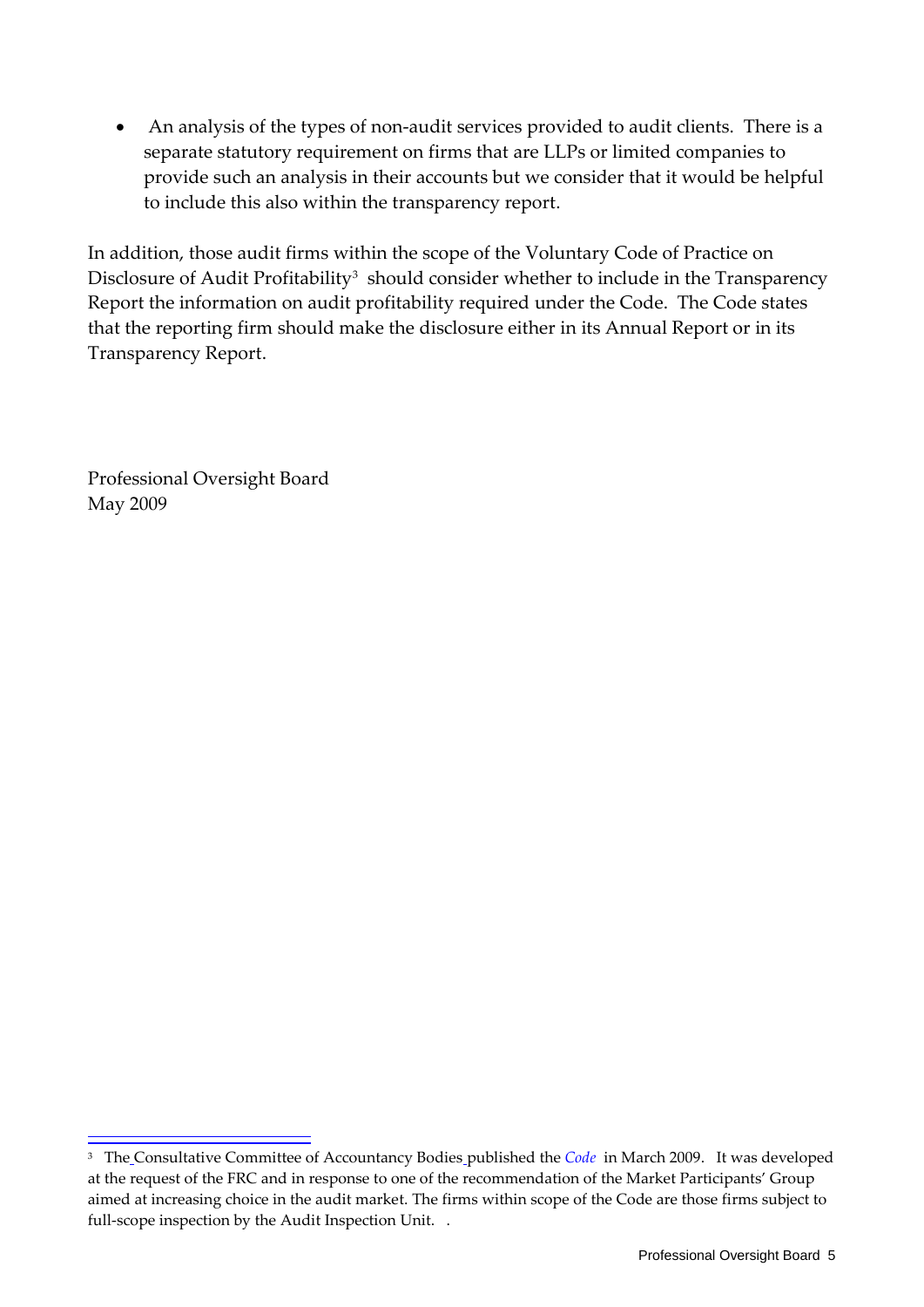- An analysis of the types of non-audit services provided to audit clients. There is a separate statutory requirement on firms that are LLPs or limited companies to provide such an analysis in their accounts but we consider that it would be helpful to include this also within the transparency report.

In addition, those audit firms within the scope of the Voluntary Code of Practice on Disclosure of Audit Profitability[3] should consider whether to include in the Transparency Report the information on audit profitability required under the Code. The Code states that the reporting firm should make the disclosure either in its Annual Report or in its Transparency Report.

Professional Oversight Board
May 2009

---

[3] The Consultative Committee of Accountancy Bodies published the *Code* in March 2009. It was developed at the request of the FRC and in response to one of the recommendation of the Market Participants' Group aimed at increasing choice in the audit market. The firms within scope of the Code are those firms subject to full-scope inspection by the Audit Inspection Unit. .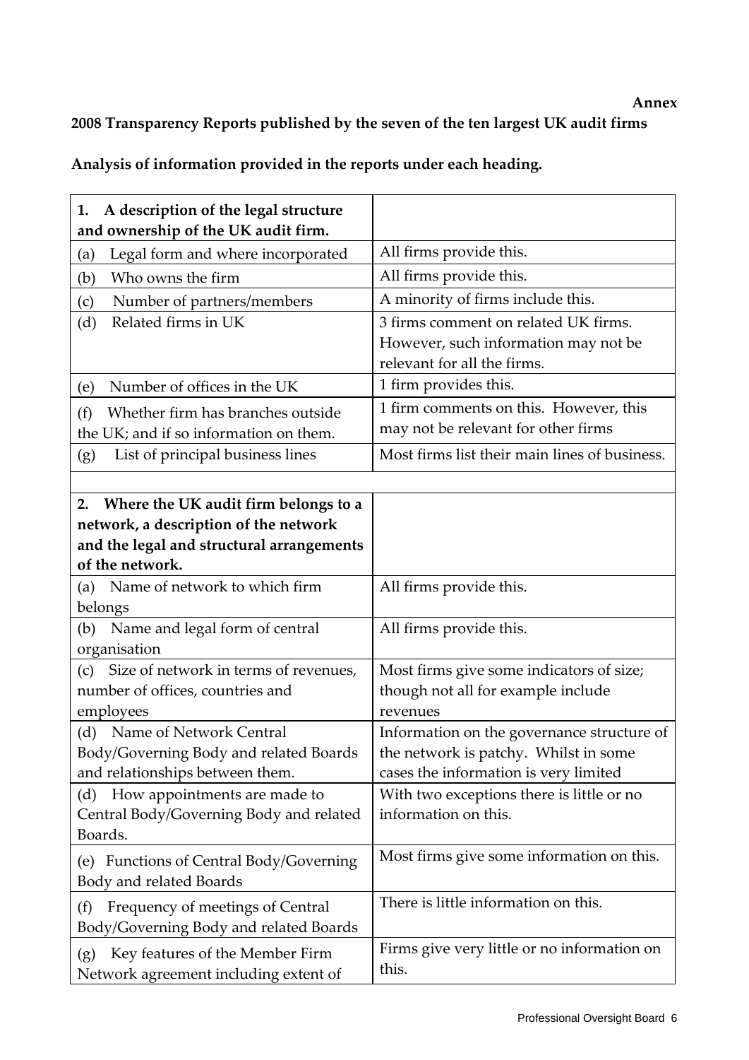**Annex**

**2008 Transparency Reports published by the seven of the ten largest UK audit firms**

**Analysis of information provided in the reports under each heading.**

| **1. A description of the legal structure and ownership of the UK audit firm.** | |
|---|---|
| (a) Legal form and where incorporated | All firms provide this. |
| (b) Who owns the firm | All firms provide this. |
| (c) Number of partners/members | A minority of firms include this. |
| (d) Related firms in UK | 3 firms comment on related UK firms. However, such information may not be relevant for all the firms. |
| (e) Number of offices in the UK | 1 firm provides this. |
| (f) Whether firm has branches outside the UK; and if so information on them. | 1 firm comments on this. However, this may not be relevant for other firms |
| (g) List of principal business lines | Most firms list their main lines of business. |
| | |
| **2. Where the UK audit firm belongs to a network, a description of the network and the legal and structural arrangements of the network.** | |
| (a) Name of network to which firm belongs | All firms provide this. |
| (b) Name and legal form of central organisation | All firms provide this. |
| (c) Size of network in terms of revenues, number of offices, countries and employees | Most firms give some indicators of size; though not all for example include revenues |
| (d) Name of Network Central Body/Governing Body and related Boards and relationships between them. | Information on the governance structure of the network is patchy. Whilst in some cases the information is very limited |
| (d) How appointments are made to Central Body/Governing Body and related Boards. | With two exceptions there is little or no information on this. |
| (e) Functions of Central Body/Governing Body and related Boards | Most firms give some information on this. |
| (f) Frequency of meetings of Central Body/Governing Body and related Boards | There is little information on this. |
| (g) Key features of the Member Firm Network agreement including extent of | Firms give very little or no information on this. |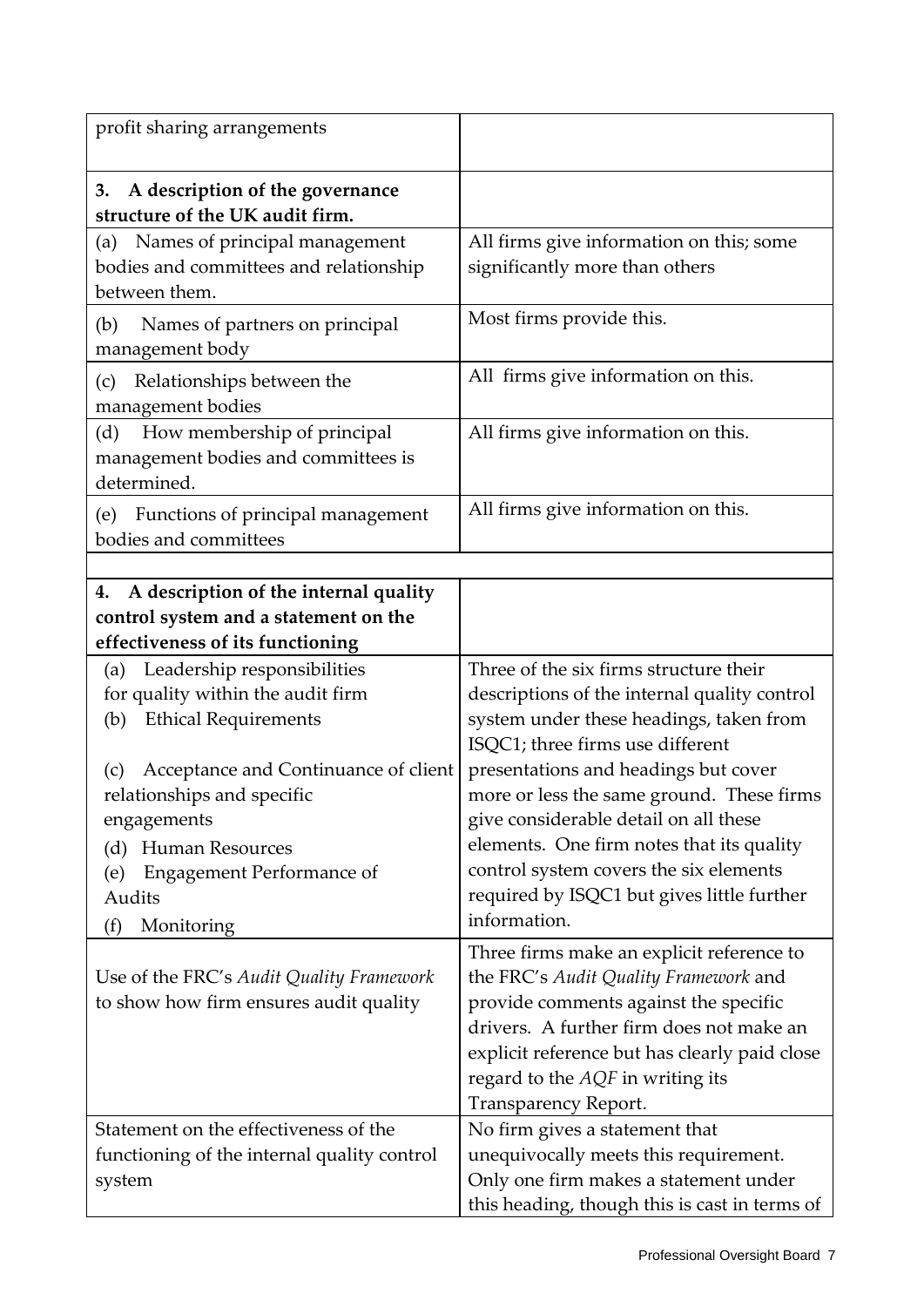| | |
|---|---|
| profit sharing arrangements | |
| **3. A description of the governance structure of the UK audit firm.** | |
| (a) Names of principal management bodies and committees and relationship between them. | All firms give information on this; some significantly more than others |
| (b) Names of partners on principal management body | Most firms provide this. |
| (c) Relationships between the management bodies | All firms give information on this. |
| (d) How membership of principal management bodies and committees is determined. | All firms give information on this. |
| (e) Functions of principal management bodies and committees | All firms give information on this. |
| | |
| **4. A description of the internal quality control system and a statement on the effectiveness of its functioning** | |
| (a) Leadership responsibilities for quality within the audit firm<br>(b) Ethical Requirements<br>(c) Acceptance and Continuance of client relationships and specific engagements<br>(d) Human Resources<br>(e) Engagement Performance of Audits<br>(f) Monitoring | Three of the six firms structure their descriptions of the internal quality control system under these headings, taken from ISQC1; three firms use different presentations and headings but cover more or less the same ground. These firms give considerable detail on all these elements. One firm notes that its quality control system covers the six elements required by ISQC1 but gives little further information. |
| Use of the FRC's *Audit Quality Framework* to show how firm ensures audit quality | Three firms make an explicit reference to the FRC's *Audit Quality Framework* and provide comments against the specific drivers. A further firm does not make an explicit reference but has clearly paid close regard to the *AQF* in writing its Transparency Report. |
| Statement on the effectiveness of the functioning of the internal quality control system | No firm gives a statement that unequivocally meets this requirement. Only one firm makes a statement under this heading, though this is cast in terms of |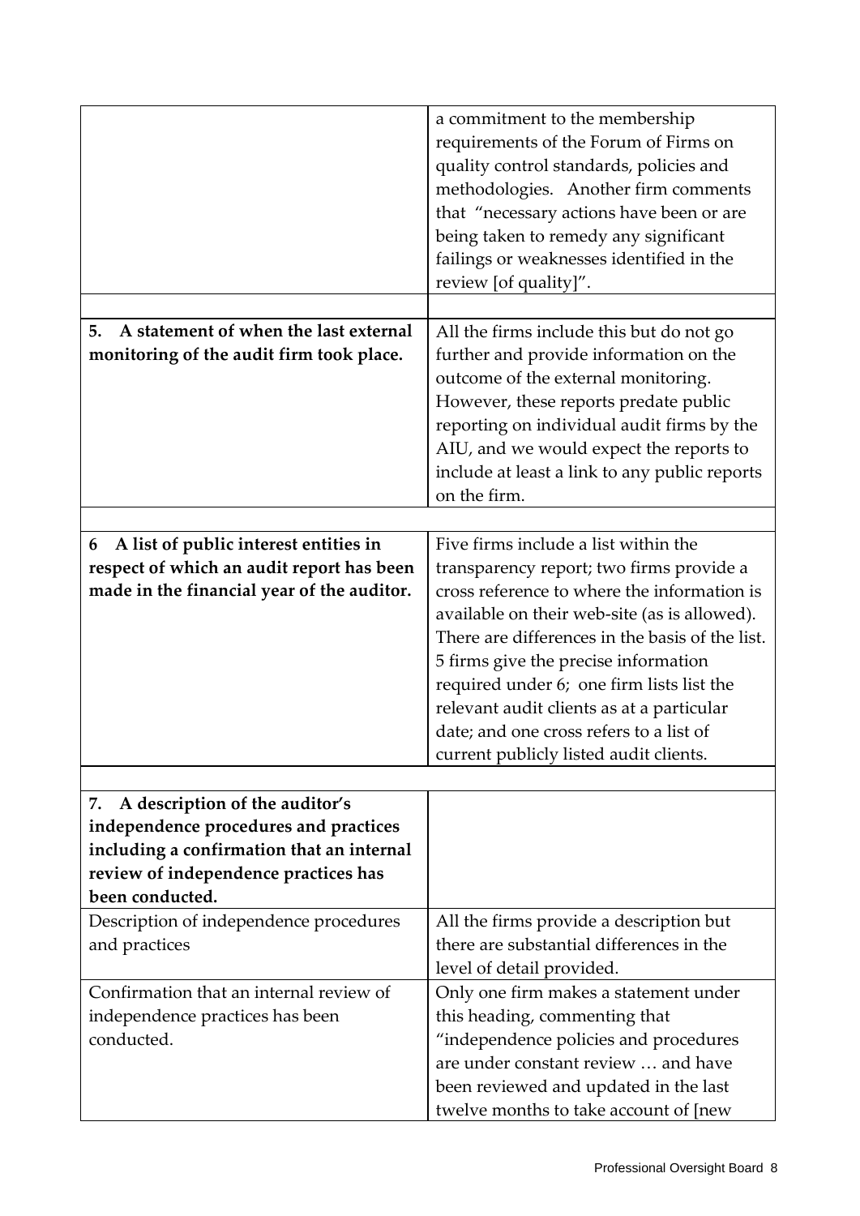| | |
|---|---|
| | a commitment to the membership requirements of the Forum of Firms on quality control standards, policies and methodologies. Another firm comments that "necessary actions have been or are being taken to remedy any significant failings or weaknesses identified in the review [of quality]". |
| | |
| **5. A statement of when the last external monitoring of the audit firm took place.** | All the firms include this but do not go further and provide information on the outcome of the external monitoring. However, these reports predate public reporting on individual audit firms by the AIU, and we would expect the reports to include at least a link to any public reports on the firm. |
| | |
| **6 A list of public interest entities in respect of which an audit report has been made in the financial year of the auditor.** | Five firms include a list within the transparency report; two firms provide a cross reference to where the information is available on their web-site (as is allowed). There are differences in the basis of the list. 5 firms give the precise information required under 6; one firm lists list the relevant audit clients as at a particular date; and one cross refers to a list of current publicly listed audit clients. |
| | |
| **7. A description of the auditor's independence procedures and practices including a confirmation that an internal review of independence practices has been conducted.** | |
| Description of independence procedures and practices | All the firms provide a description but there are substantial differences in the level of detail provided. |
| Confirmation that an internal review of independence practices has been conducted. | Only one firm makes a statement under this heading, commenting that "independence policies and procedures are under constant review … and have been reviewed and updated in the last twelve months to take account of [new |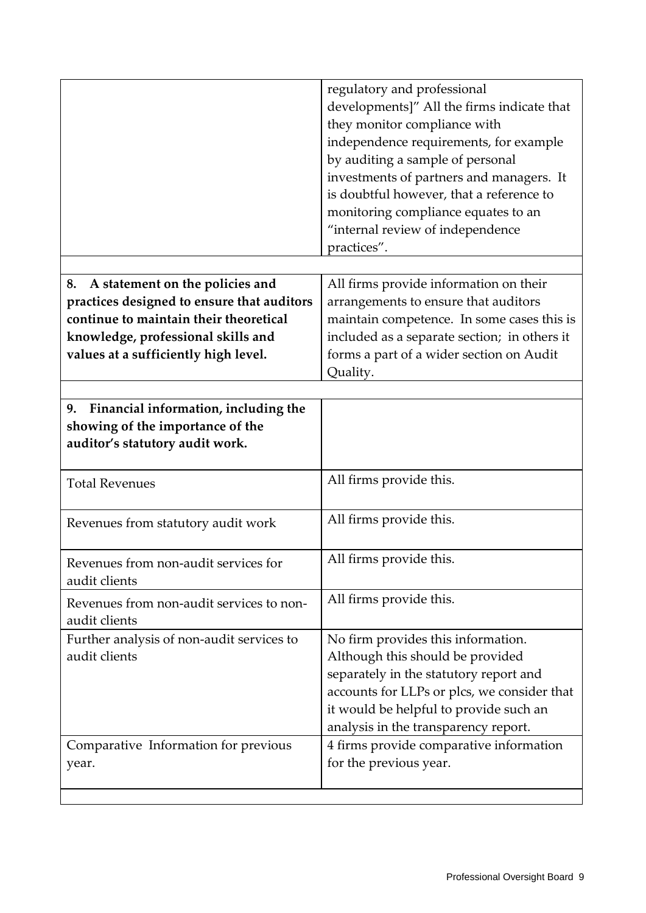| | |
|---|---|
| | regulatory and professional developments]" All the firms indicate that they monitor compliance with independence requirements, for example by auditing a sample of personal investments of partners and managers. It is doubtful however, that a reference to monitoring compliance equates to an "internal review of independence practices". |
| | |
| **8. A statement on the policies and practices designed to ensure that auditors continue to maintain their theoretical knowledge, professional skills and values at a sufficiently high level.** | All firms provide information on their arrangements to ensure that auditors maintain competence. In some cases this is included as a separate section; in others it forms a part of a wider section on Audit Quality. |
| | |
| **9. Financial information, including the showing of the importance of the auditor's statutory audit work.** | |
| Total Revenues | All firms provide this. |
| Revenues from statutory audit work | All firms provide this. |
| Revenues from non-audit services for audit clients | All firms provide this. |
| Revenues from non-audit services to non-audit clients | All firms provide this. |
| Further analysis of non-audit services to audit clients | No firm provides this information. Although this should be provided separately in the statutory report and accounts for LLPs or plcs, we consider that it would be helpful to provide such an analysis in the transparency report. |
| Comparative Information for previous year. | 4 firms provide comparative information for the previous year. |
| | |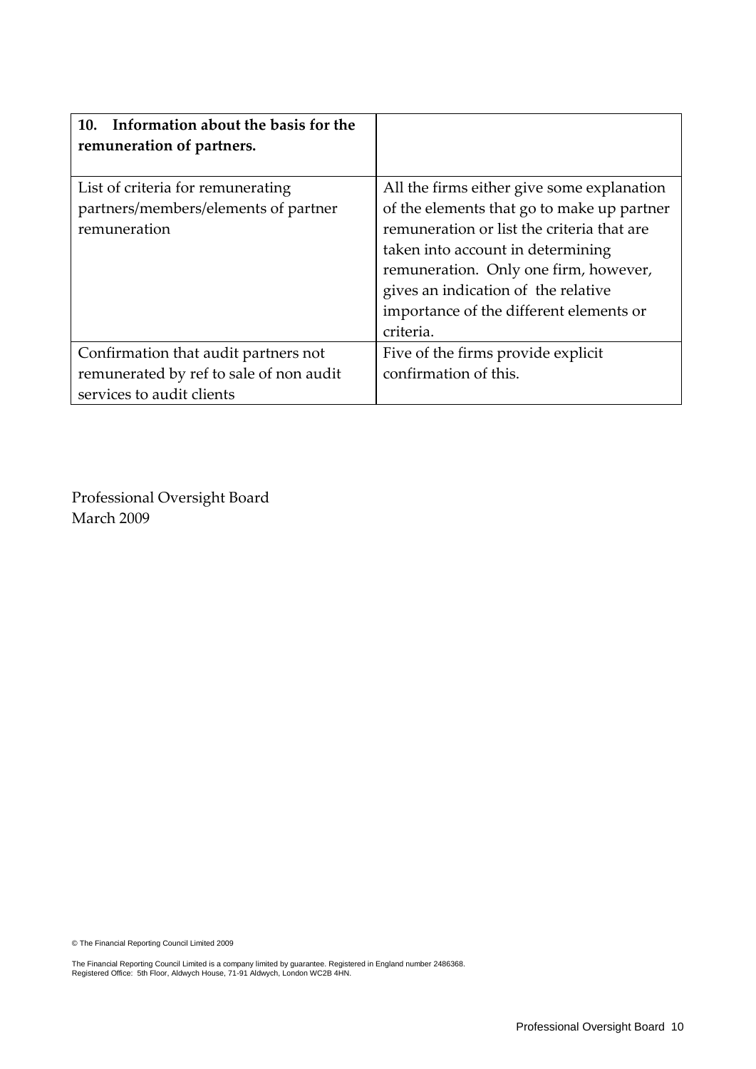| **10. Information about the basis for the remuneration of partners.** | |
|---|---|
| List of criteria for remunerating partners/members/elements of partner remuneration | All the firms either give some explanation of the elements that go to make up partner remuneration or list the criteria that are taken into account in determining remuneration. Only one firm, however, gives an indication of the relative importance of the different elements or criteria. |
| Confirmation that audit partners not remunerated by ref to sale of non audit services to audit clients | Five of the firms provide explicit confirmation of this. |

Professional Oversight Board
March 2009

© The Financial Reporting Council Limited 2009

The Financial Reporting Council Limited is a company limited by guarantee. Registered in England number 2486368.
Registered Office: 5th Floor, Aldwych House, 71-91 Aldwych, London WC2B 4HN.